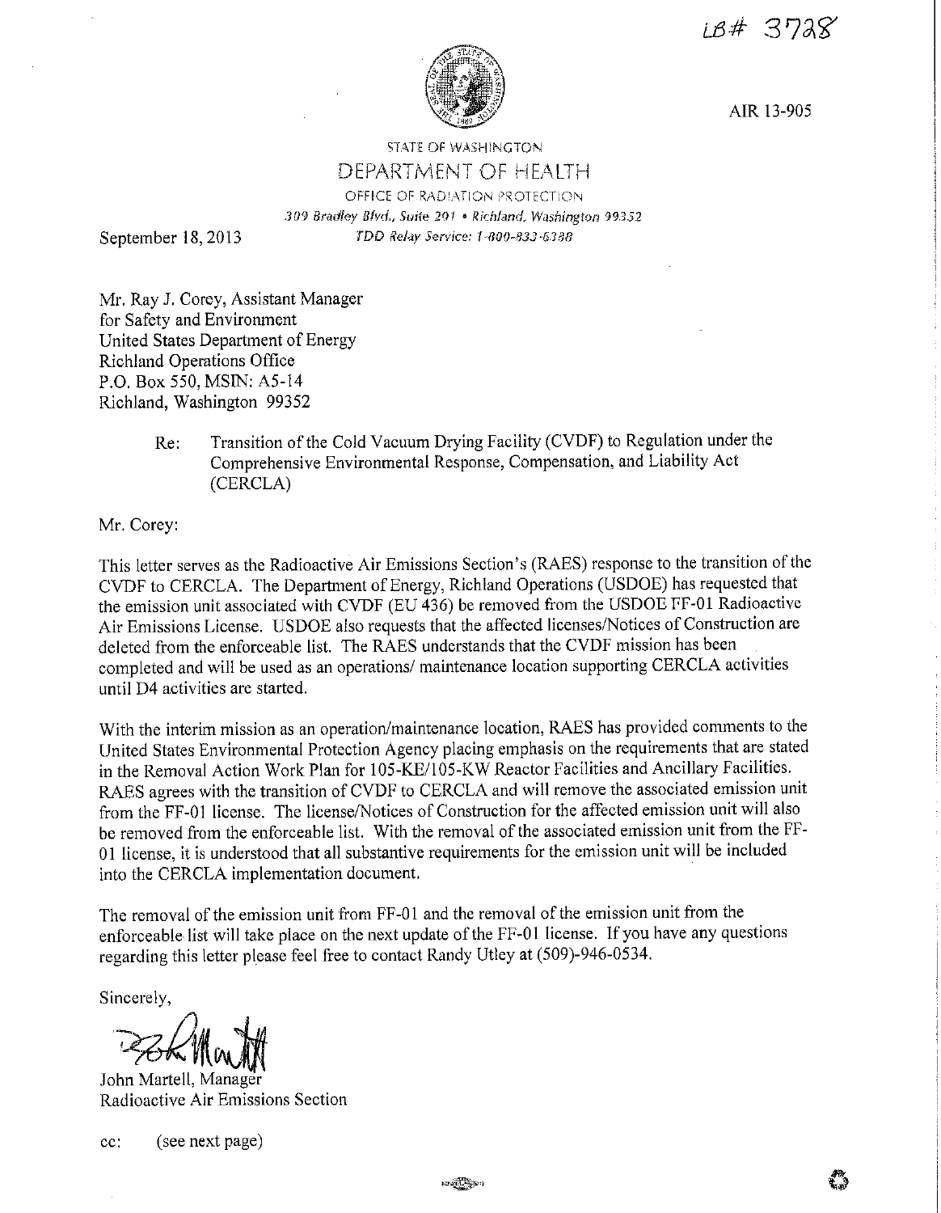LB# 3728

AIR 13-905

STATE OF WASHINGTON

DEPARTMENT OF HEALTH

OFFICE OF RADIATION PROTECTION

*309 Bradley Blvd., Suite 201 • Richland, Washington 99352*

*TDD Relay Service: 1-800-833-6388*

September 18, 2013

Mr. Ray J. Corey, Assistant Manager
for Safety and Environment
United States Department of Energy
Richland Operations Office
P.O. Box 550, MSIN: A5-14
Richland, Washington 99352

Re: Transition of the Cold Vacuum Drying Facility (CVDF) to Regulation under the Comprehensive Environmental Response, Compensation, and Liability Act (CERCLA)

Mr. Corey:

This letter serves as the Radioactive Air Emissions Section's (RAES) response to the transition of the CVDF to CERCLA. The Department of Energy, Richland Operations (USDOE) has requested that the emission unit associated with CVDF (EU 436) be removed from the USDOE FF-01 Radioactive Air Emissions License. USDOE also requests that the affected licenses/Notices of Construction are deleted from the enforceable list. The RAES understands that the CVDF mission has been completed and will be used as an operations/ maintenance location supporting CERCLA activities until D4 activities are started.

With the interim mission as an operation/maintenance location, RAES has provided comments to the United States Environmental Protection Agency placing emphasis on the requirements that are stated in the Removal Action Work Plan for 105-KE/105-KW Reactor Facilities and Ancillary Facilities. RAES agrees with the transition of CVDF to CERCLA and will remove the associated emission unit from the FF-01 license. The license/Notices of Construction for the affected emission unit will also be removed from the enforceable list. With the removal of the associated emission unit from the FF-01 license, it is understood that all substantive requirements for the emission unit will be included into the CERCLA implementation document.

The removal of the emission unit from FF-01 and the removal of the emission unit from the enforceable list will take place on the next update of the FF-01 license. If you have any questions regarding this letter please feel free to contact Randy Utley at (509)-946-0534.

Sincerely,

John Martell, Manager
Radioactive Air Emissions Section

cc: (see next page)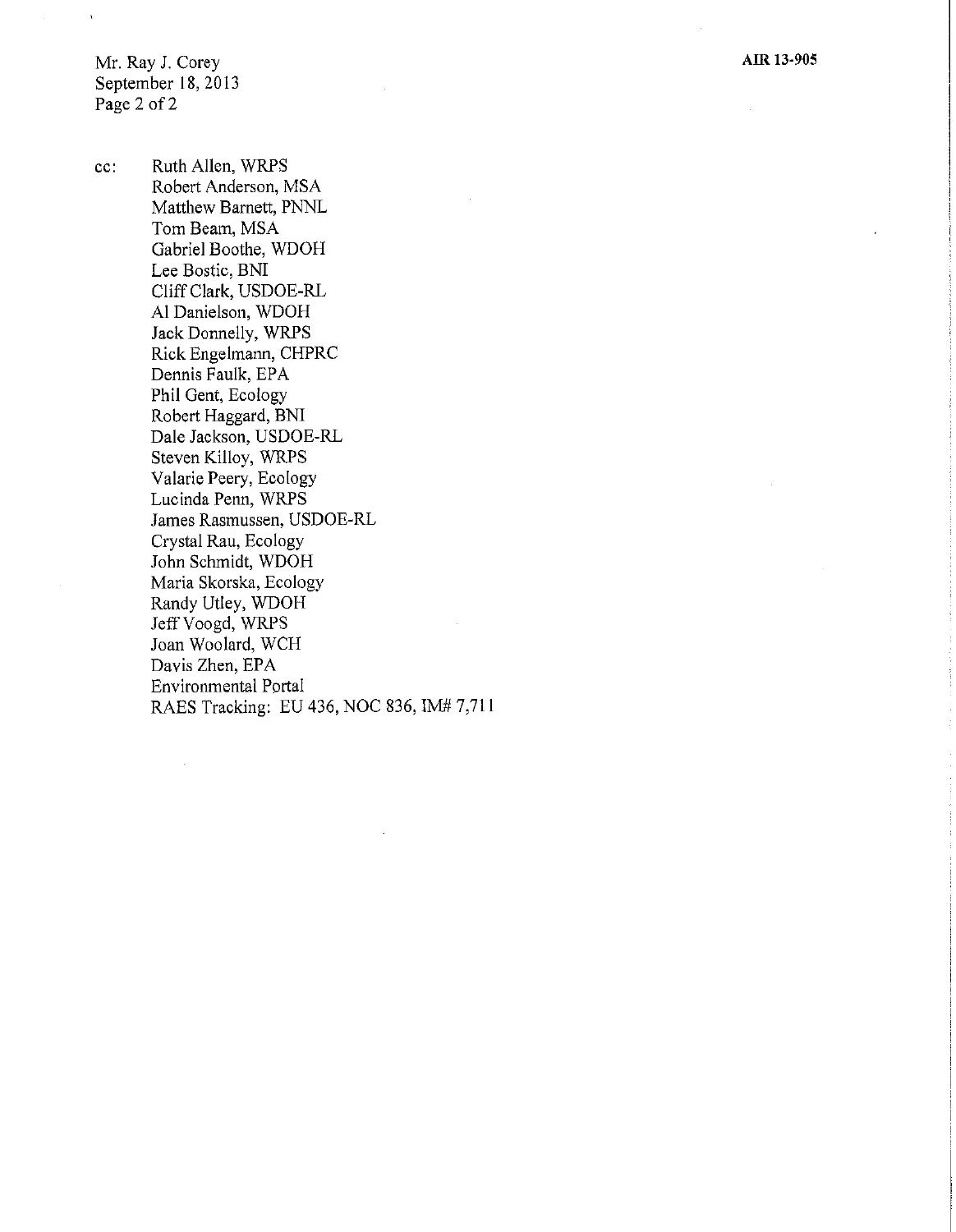cc: Ruth Allen, WRPS
Robert Anderson, MSA
Matthew Barnett, PNNL
Tom Beam, MSA
Gabriel Boothe, WDOH
Lee Bostic, BNI
Cliff Clark, USDOE-RL
Al Danielson, WDOH
Jack Donnelly, WRPS
Rick Engelmann, CHPRC
Dennis Faulk, EPA
Phil Gent, Ecology
Robert Haggard, BNI
Dale Jackson, USDOE-RL
Steven Killoy, WRPS
Valarie Peery, Ecology
Lucinda Penn, WRPS
James Rasmussen, USDOE-RL
Crystal Rau, Ecology
John Schmidt, WDOH
Maria Skorska, Ecology
Randy Utley, WDOH
Jeff Voogd, WRPS
Joan Woolard, WCH
Davis Zhen, EPA
Environmental Portal
RAES Tracking: EU 436, NOC 836, IM# 7,711